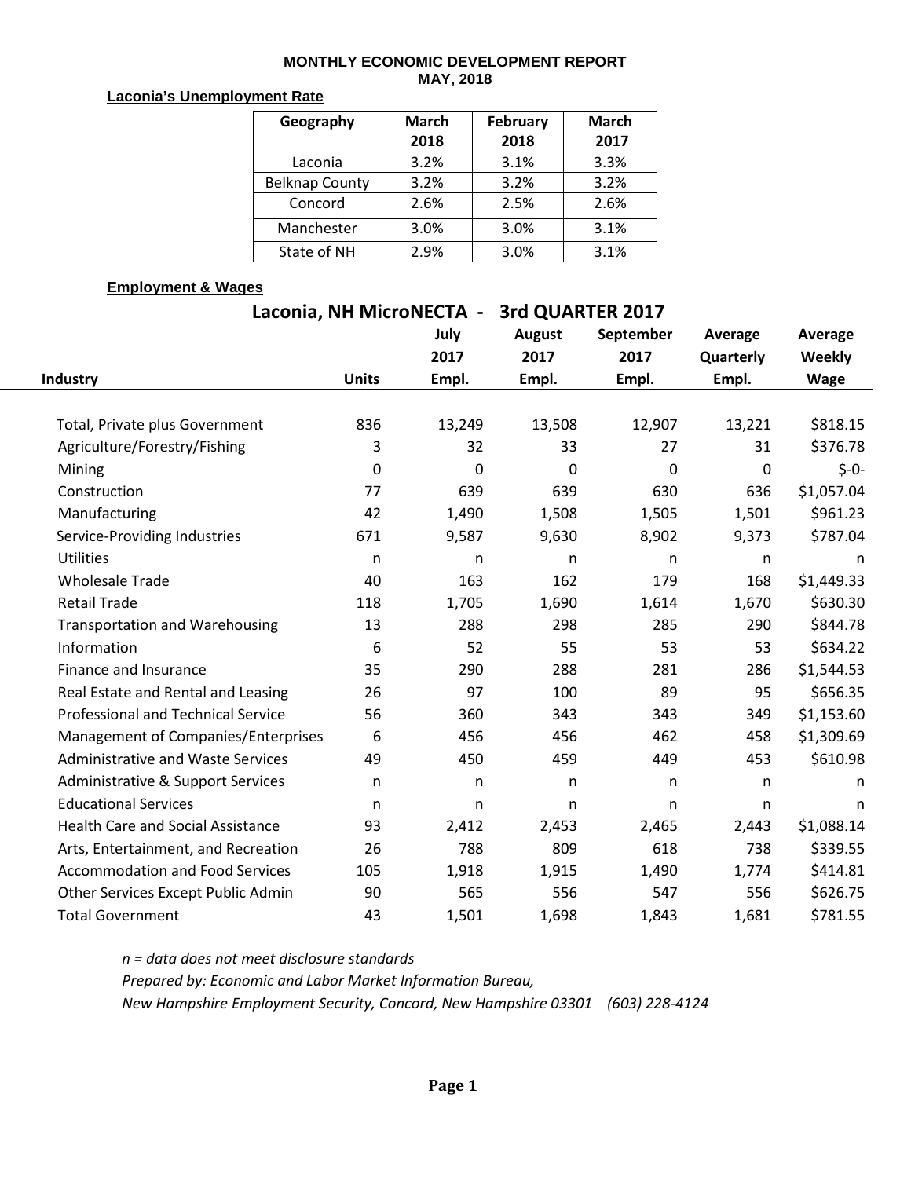# MONTHLY ECONOMIC DEVELOPMENT REPORT
## MAY, 2018

**Laconia's Unemployment Rate**

| Geography | March 2018 | February 2018 | March 2017 |
|---|---|---|---|
| Laconia | 3.2% | 3.1% | 3.3% |
| Belknap County | 3.2% | 3.2% | 3.2% |
| Concord | 2.6% | 2.5% | 2.6% |
| Manchester | 3.0% | 3.0% | 3.1% |
| State of NH | 2.9% | 3.0% | 3.1% |

**Employment & Wages**

**Laconia, NH MicroNECTA - 3rd QUARTER 2017**

| Industry | Units | July 2017 Empl. | August 2017 Empl. | September 2017 Empl. | Average Quarterly Empl. | Average Weekly Wage |
|---|---|---|---|---|---|---|
| Total, Private plus Government | 836 | 13,249 | 13,508 | 12,907 | 13,221 | $818.15 |
| Agriculture/Forestry/Fishing | 3 | 32 | 33 | 27 | 31 | $376.78 |
| Mining | 0 | 0 | 0 | 0 | 0 | $-0- |
| Construction | 77 | 639 | 639 | 630 | 636 | $1,057.04 |
| Manufacturing | 42 | 1,490 | 1,508 | 1,505 | 1,501 | $961.23 |
| Service-Providing Industries | 671 | 9,587 | 9,630 | 8,902 | 9,373 | $787.04 |
| Utilities | n | n | n | n | n | n |
| Wholesale Trade | 40 | 163 | 162 | 179 | 168 | $1,449.33 |
| Retail Trade | 118 | 1,705 | 1,690 | 1,614 | 1,670 | $630.30 |
| Transportation and Warehousing | 13 | 288 | 298 | 285 | 290 | $844.78 |
| Information | 6 | 52 | 55 | 53 | 53 | $634.22 |
| Finance and Insurance | 35 | 290 | 288 | 281 | 286 | $1,544.53 |
| Real Estate and Rental and Leasing | 26 | 97 | 100 | 89 | 95 | $656.35 |
| Professional and Technical Service | 56 | 360 | 343 | 343 | 349 | $1,153.60 |
| Management of Companies/Enterprises | 6 | 456 | 456 | 462 | 458 | $1,309.69 |
| Administrative and Waste Services | 49 | 450 | 459 | 449 | 453 | $610.98 |
| Administrative & Support Services | n | n | n | n | n | n |
| Educational Services | n | n | n | n | n | n |
| Health Care and Social Assistance | 93 | 2,412 | 2,453 | 2,465 | 2,443 | $1,088.14 |
| Arts, Entertainment, and Recreation | 26 | 788 | 809 | 618 | 738 | $339.55 |
| Accommodation and Food Services | 105 | 1,918 | 1,915 | 1,490 | 1,774 | $414.81 |
| Other Services Except Public Admin | 90 | 565 | 556 | 547 | 556 | $626.75 |
| Total Government | 43 | 1,501 | 1,698 | 1,843 | 1,681 | $781.55 |

*n = data does not meet disclosure standards*
*Prepared by: Economic and Labor Market Information Bureau,*
*New Hampshire Employment Security, Concord, New Hampshire 03301 (603) 228-4124*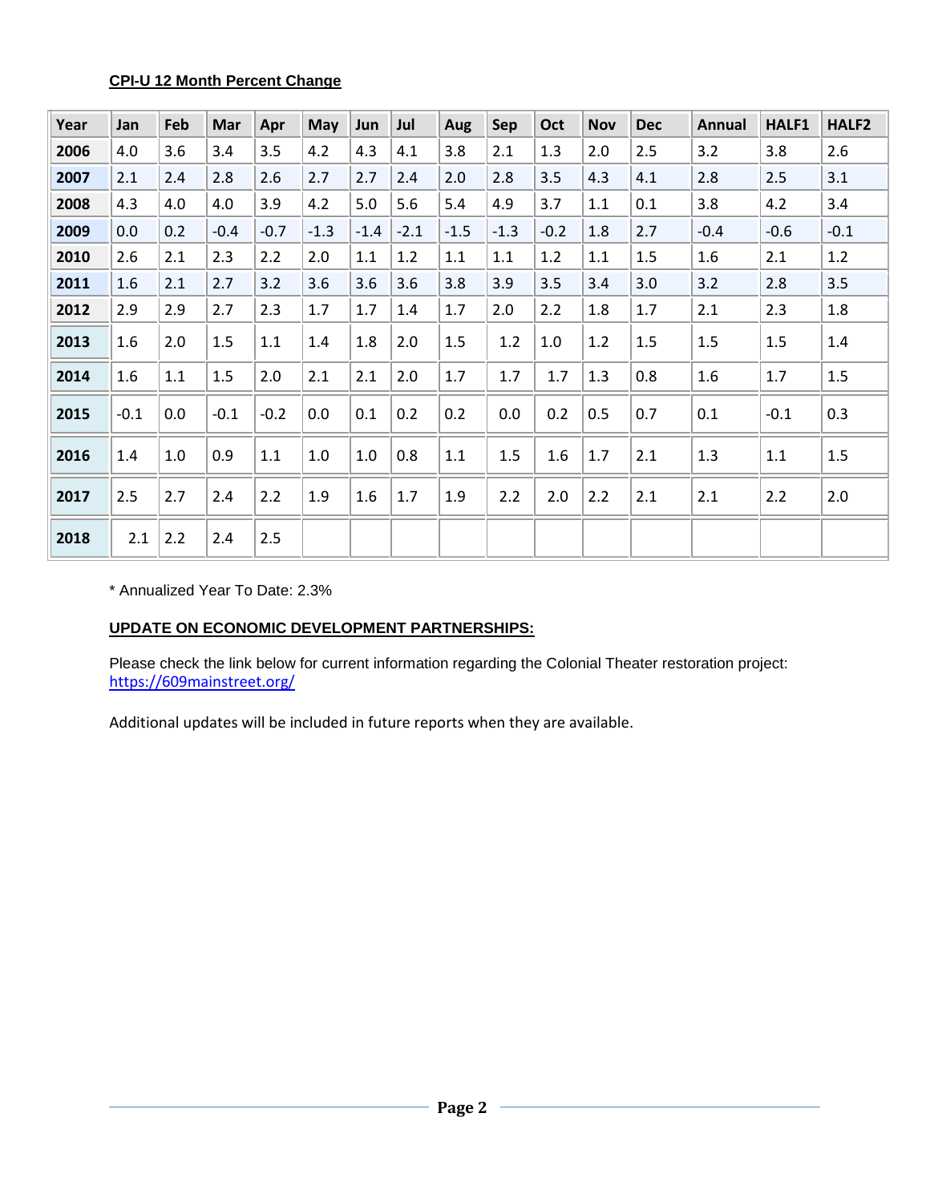**CPI-U 12 Month Percent Change**

| Year | Jan | Feb | Mar | Apr | May | Jun | Jul | Aug | Sep | Oct | Nov | Dec | Annual | HALF1 | HALF2 |
|---|---|---|---|---|---|---|---|---|---|---|---|---|---|---|---|
| 2006 | 4.0 | 3.6 | 3.4 | 3.5 | 4.2 | 4.3 | 4.1 | 3.8 | 2.1 | 1.3 | 2.0 | 2.5 | 3.2 | 3.8 | 2.6 |
| 2007 | 2.1 | 2.4 | 2.8 | 2.6 | 2.7 | 2.7 | 2.4 | 2.0 | 2.8 | 3.5 | 4.3 | 4.1 | 2.8 | 2.5 | 3.1 |
| 2008 | 4.3 | 4.0 | 4.0 | 3.9 | 4.2 | 5.0 | 5.6 | 5.4 | 4.9 | 3.7 | 1.1 | 0.1 | 3.8 | 4.2 | 3.4 |
| 2009 | 0.0 | 0.2 | -0.4 | -0.7 | -1.3 | -1.4 | -2.1 | -1.5 | -1.3 | -0.2 | 1.8 | 2.7 | -0.4 | -0.6 | -0.1 |
| 2010 | 2.6 | 2.1 | 2.3 | 2.2 | 2.0 | 1.1 | 1.2 | 1.1 | 1.1 | 1.2 | 1.1 | 1.5 | 1.6 | 2.1 | 1.2 |
| 2011 | 1.6 | 2.1 | 2.7 | 3.2 | 3.6 | 3.6 | 3.6 | 3.8 | 3.9 | 3.5 | 3.4 | 3.0 | 3.2 | 2.8 | 3.5 |
| 2012 | 2.9 | 2.9 | 2.7 | 2.3 | 1.7 | 1.7 | 1.4 | 1.7 | 2.0 | 2.2 | 1.8 | 1.7 | 2.1 | 2.3 | 1.8 |
| 2013 | 1.6 | 2.0 | 1.5 | 1.1 | 1.4 | 1.8 | 2.0 | 1.5 | 1.2 | 1.0 | 1.2 | 1.5 | 1.5 | 1.5 | 1.4 |
| 2014 | 1.6 | 1.1 | 1.5 | 2.0 | 2.1 | 2.1 | 2.0 | 1.7 | 1.7 | 1.7 | 1.3 | 0.8 | 1.6 | 1.7 | 1.5 |
| 2015 | -0.1 | 0.0 | -0.1 | -0.2 | 0.0 | 0.1 | 0.2 | 0.2 | 0.0 | 0.2 | 0.5 | 0.7 | 0.1 | -0.1 | 0.3 |
| 2016 | 1.4 | 1.0 | 0.9 | 1.1 | 1.0 | 1.0 | 0.8 | 1.1 | 1.5 | 1.6 | 1.7 | 2.1 | 1.3 | 1.1 | 1.5 |
| 2017 | 2.5 | 2.7 | 2.4 | 2.2 | 1.9 | 1.6 | 1.7 | 1.9 | 2.2 | 2.0 | 2.2 | 2.1 | 2.1 | 2.2 | 2.0 |
| 2018 | 2.1 | 2.2 | 2.4 | 2.5 | | | | | | | | | | | |

* Annualized Year To Date: 2.3%

**UPDATE ON ECONOMIC DEVELOPMENT PARTNERSHIPS:**

Please check the link below for current information regarding the Colonial Theater restoration project: https://609mainstreet.org/

Additional updates will be included in future reports when they are available.